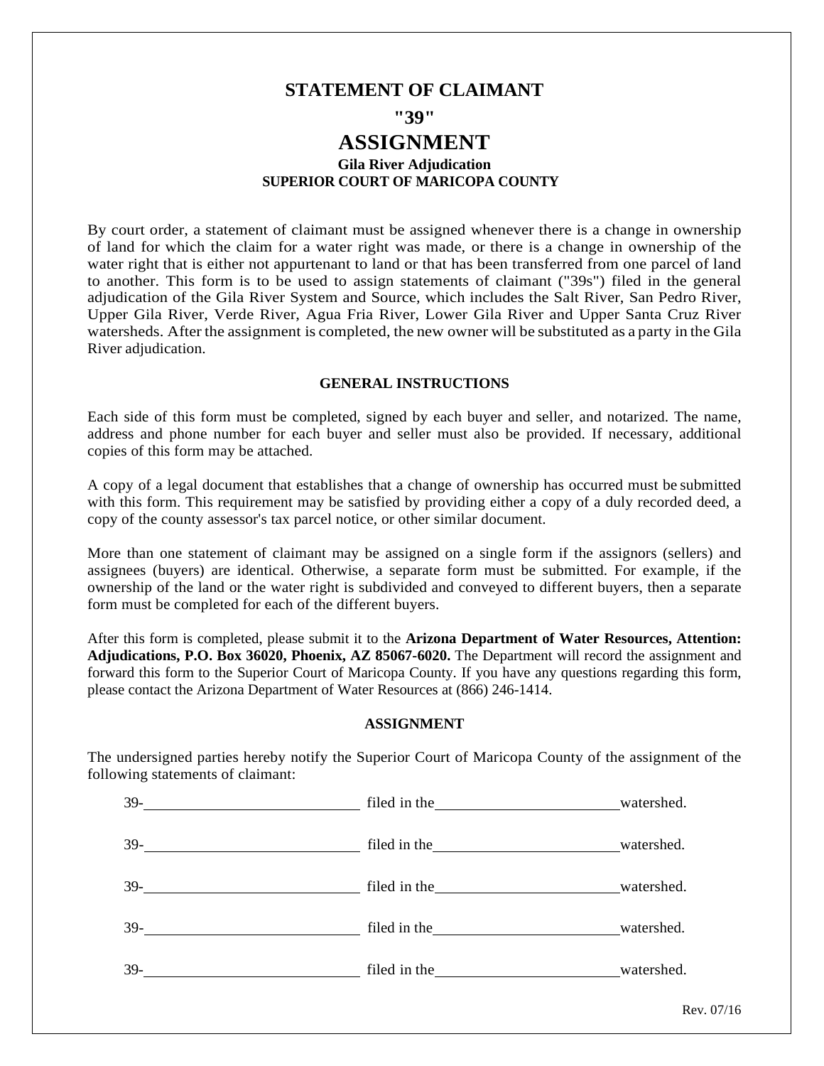# STATEMENT OF CLAIMANT

## "39"

# ASSIGNMENT

### Gila River Adjudication

### SUPERIOR COURT OF MARICOPA COUNTY

By court order, a statement of claimant must be assigned whenever there is a change in ownership of land for which the claim for a water right was made, or there is a change in ownership of the water right that is either not appurtenant to land or that has been transferred from one parcel of land to another. This form is to be used to assign statements of claimant ("39s") filed in the general adjudication of the Gila River System and Source, which includes the Salt River, San Pedro River, Upper Gila River, Verde River, Agua Fria River, Lower Gila River and Upper Santa Cruz River watersheds. After the assignment is completed, the new owner will be substituted as a party in the Gila River adjudication.

**GENERAL INSTRUCTIONS**

Each side of this form must be completed, signed by each buyer and seller, and notarized. The name, address and phone number for each buyer and seller must also be provided. If necessary, additional copies of this form may be attached.

A copy of a legal document that establishes that a change of ownership has occurred must be submitted with this form. This requirement may be satisfied by providing either a copy of a duly recorded deed, a copy of the county assessor's tax parcel notice, or other similar document.

More than one statement of claimant may be assigned on a single form if the assignors (sellers) and assignees (buyers) are identical. Otherwise, a separate form must be submitted. For example, if the ownership of the land or the water right is subdivided and conveyed to different buyers, then a separate form must be completed for each of the different buyers.

After this form is completed, please submit it to the **Arizona Department of Water Resources, Attention: Adjudications, P.O. Box 36020, Phoenix, AZ 85067-6020.** The Department will record the assignment and forward this form to the Superior Court of Maricopa County. If you have any questions regarding this form, please contact the Arizona Department of Water Resources at (866) 246-1414.

**ASSIGNMENT**

The undersigned parties hereby notify the Superior Court of Maricopa County of the assignment of the following statements of claimant:

39-\_\_\_\_\_\_\_\_\_\_\_\_\_\_\_\_\_\_\_\_\_\_\_\_ filed in the \_\_\_\_\_\_\_\_\_\_\_\_\_\_\_\_\_\_\_\_\_\_ watershed.

39-\_\_\_\_\_\_\_\_\_\_\_\_\_\_\_\_\_\_\_\_\_\_\_\_ filed in the \_\_\_\_\_\_\_\_\_\_\_\_\_\_\_\_\_\_\_\_\_\_ watershed.

39-\_\_\_\_\_\_\_\_\_\_\_\_\_\_\_\_\_\_\_\_\_\_\_\_ filed in the \_\_\_\_\_\_\_\_\_\_\_\_\_\_\_\_\_\_\_\_\_\_ watershed.

39-\_\_\_\_\_\_\_\_\_\_\_\_\_\_\_\_\_\_\_\_\_\_\_\_ filed in the \_\_\_\_\_\_\_\_\_\_\_\_\_\_\_\_\_\_\_\_\_\_ watershed.

39-\_\_\_\_\_\_\_\_\_\_\_\_\_\_\_\_\_\_\_\_\_\_\_\_ filed in the \_\_\_\_\_\_\_\_\_\_\_\_\_\_\_\_\_\_\_\_\_\_ watershed.

Rev. 07/16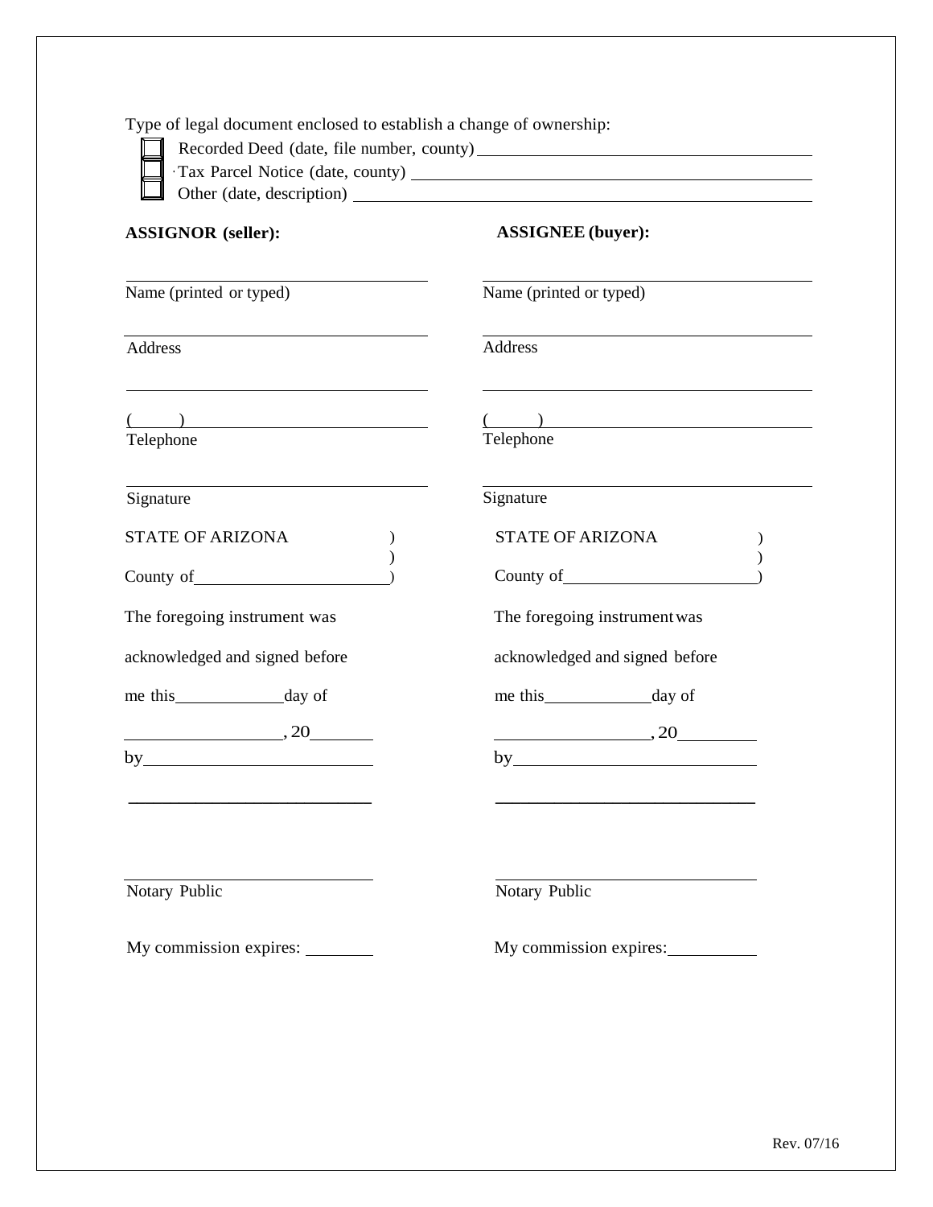Type of legal document enclosed to establish a change of ownership:

- ☐ Recorded Deed (date, file number, county) ______________________
- ☐ Tax Parcel Notice (date, county) ______________________
- ☐ Other (date, description) ______________________

**ASSIGNOR (seller):**

______________________
Name (printed or typed)

______________________
Address

______________________

(     ) ______________________
Telephone

______________________
Signature

STATE OF ARIZONA )
)
County of______________________)

The foregoing instrument was

acknowledged and signed before

me this____________day of

________________, 20_______

by______________________

______________________

______________________
Notary Public

My commission expires: ________

**ASSIGNEE (buyer):**

______________________
Name (printed or typed)

______________________
Address

______________________

(     ) ______________________
Telephone

______________________
Signature

STATE OF ARIZONA )
)
County of______________________)

The foregoing instrument was

acknowledged and signed before

me this____________day of

________________, 20_______

by______________________

______________________

______________________
Notary Public

My commission expires: ________

Rev. 07/16